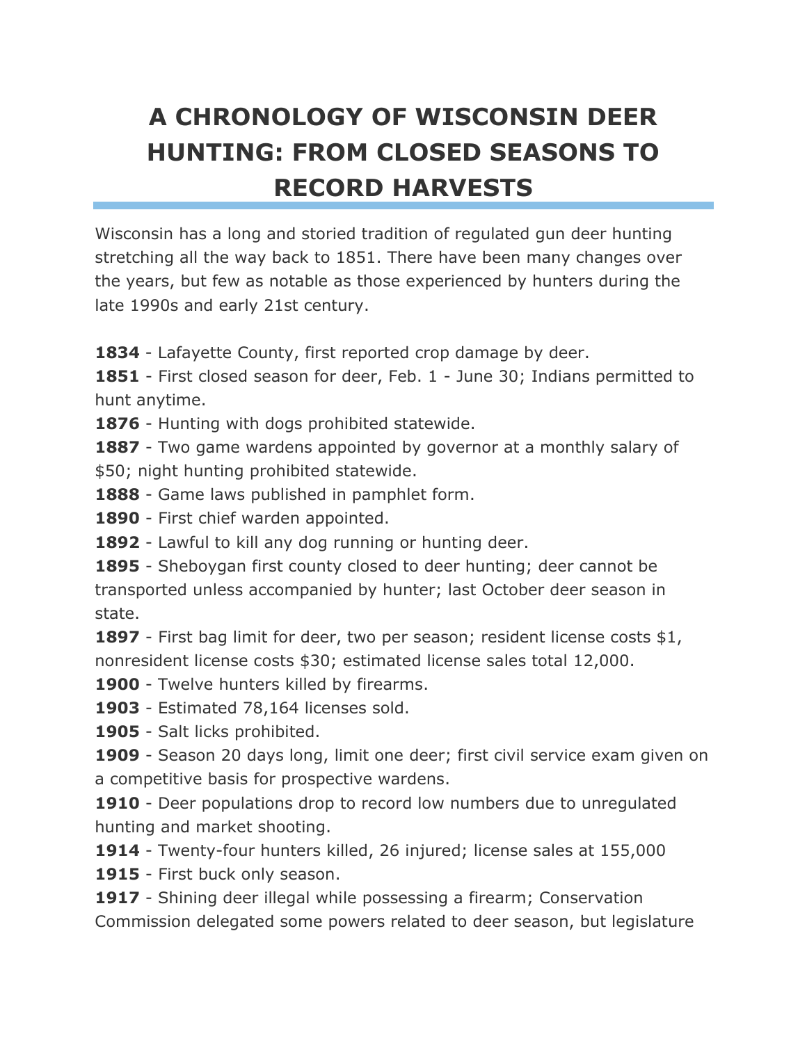# A CHRONOLOGY OF WISCONSIN DEER HUNTING: FROM CLOSED SEASONS TO RECORD HARVESTS

Wisconsin has a long and storied tradition of regulated gun deer hunting stretching all the way back to 1851. There have been many changes over the years, but few as notable as those experienced by hunters during the late 1990s and early 21st century.

**1834** - Lafayette County, first reported crop damage by deer.
**1851** - First closed season for deer, Feb. 1 - June 30; Indians permitted to hunt anytime.
**1876** - Hunting with dogs prohibited statewide.
**1887** - Two game wardens appointed by governor at a monthly salary of $50; night hunting prohibited statewide.
**1888** - Game laws published in pamphlet form.
**1890** - First chief warden appointed.
**1892** - Lawful to kill any dog running or hunting deer.
**1895** - Sheboygan first county closed to deer hunting; deer cannot be transported unless accompanied by hunter; last October deer season in state.
**1897** - First bag limit for deer, two per season; resident license costs $1, nonresident license costs $30; estimated license sales total 12,000.
**1900** - Twelve hunters killed by firearms.
**1903** - Estimated 78,164 licenses sold.
**1905** - Salt licks prohibited.
**1909** - Season 20 days long, limit one deer; first civil service exam given on a competitive basis for prospective wardens.
**1910** - Deer populations drop to record low numbers due to unregulated hunting and market shooting.
**1914** - Twenty-four hunters killed, 26 injured; license sales at 155,000
**1915** - First buck only season.
**1917** - Shining deer illegal while possessing a firearm; Conservation Commission delegated some powers related to deer season, but legislature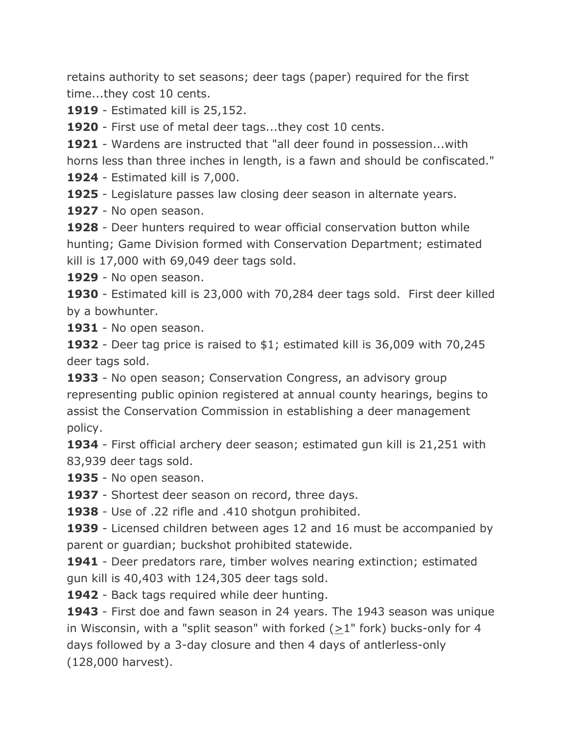retains authority to set seasons; deer tags (paper) required for the first time...they cost 10 cents.

**1919** - Estimated kill is 25,152.

**1920** - First use of metal deer tags...they cost 10 cents.

**1921** - Wardens are instructed that "all deer found in possession...with horns less than three inches in length, is a fawn and should be confiscated."

**1924** - Estimated kill is 7,000.

**1925** - Legislature passes law closing deer season in alternate years.

**1927** - No open season.

**1928** - Deer hunters required to wear official conservation button while hunting; Game Division formed with Conservation Department; estimated kill is 17,000 with 69,049 deer tags sold.

**1929** - No open season.

**1930** - Estimated kill is 23,000 with 70,284 deer tags sold. First deer killed by a bowhunter.

**1931** - No open season.

**1932** - Deer tag price is raised to $1; estimated kill is 36,009 with 70,245 deer tags sold.

**1933** - No open season; Conservation Congress, an advisory group representing public opinion registered at annual county hearings, begins to assist the Conservation Commission in establishing a deer management policy.

**1934** - First official archery deer season; estimated gun kill is 21,251 with 83,939 deer tags sold.

**1935** - No open season.

**1937** - Shortest deer season on record, three days.

**1938** - Use of .22 rifle and .410 shotgun prohibited.

**1939** - Licensed children between ages 12 and 16 must be accompanied by parent or guardian; buckshot prohibited statewide.

**1941** - Deer predators rare, timber wolves nearing extinction; estimated gun kill is 40,403 with 124,305 deer tags sold.

**1942** - Back tags required while deer hunting.

**1943** - First doe and fawn season in 24 years. The 1943 season was unique in Wisconsin, with a "split season" with forked (≥1" fork) bucks-only for 4 days followed by a 3-day closure and then 4 days of antlerless-only (128,000 harvest).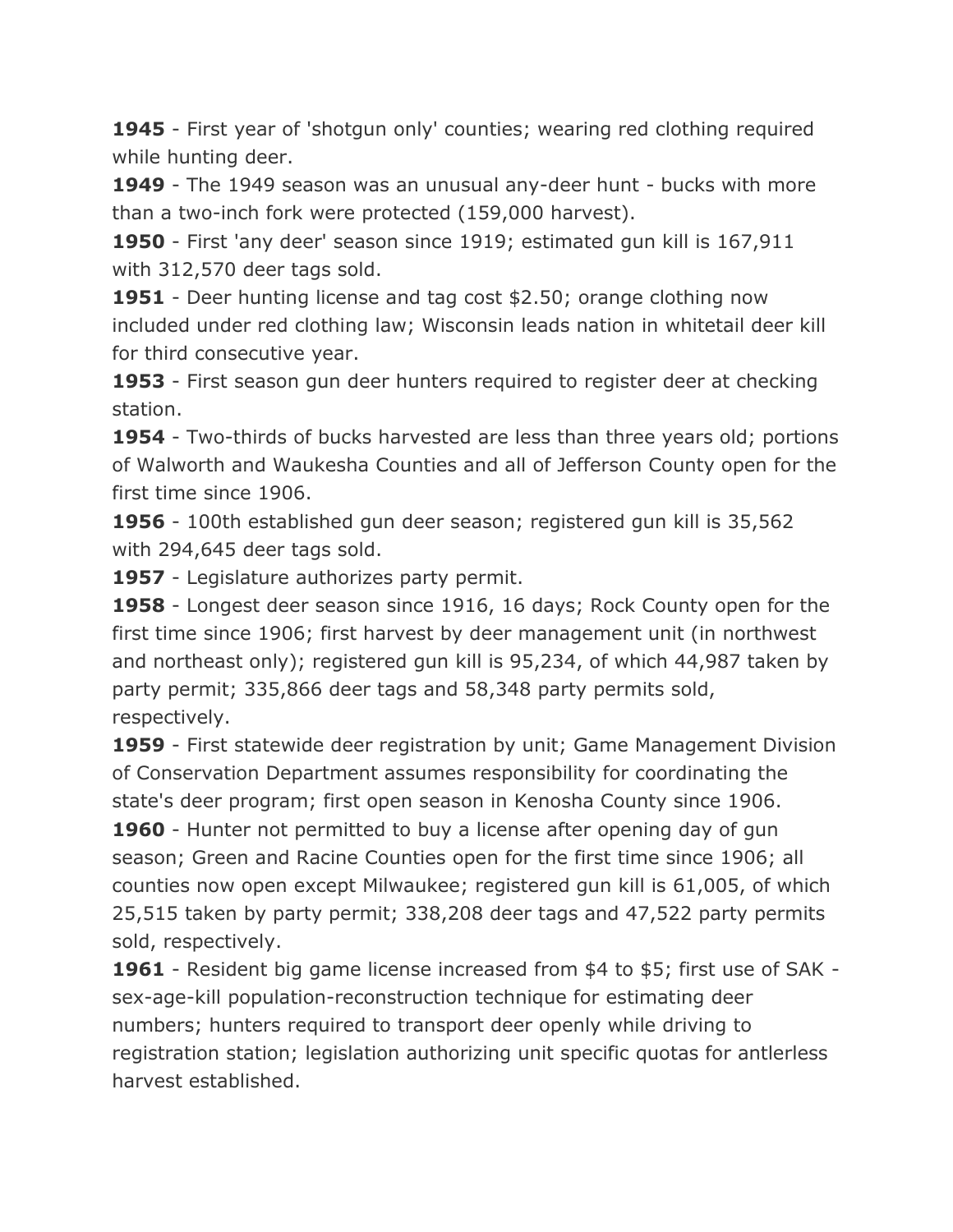**1945** - First year of 'shotgun only' counties; wearing red clothing required while hunting deer.

**1949** - The 1949 season was an unusual any-deer hunt - bucks with more than a two-inch fork were protected (159,000 harvest).

**1950** - First 'any deer' season since 1919; estimated gun kill is 167,911 with 312,570 deer tags sold.

**1951** - Deer hunting license and tag cost $2.50; orange clothing now included under red clothing law; Wisconsin leads nation in whitetail deer kill for third consecutive year.

**1953** - First season gun deer hunters required to register deer at checking station.

**1954** - Two-thirds of bucks harvested are less than three years old; portions of Walworth and Waukesha Counties and all of Jefferson County open for the first time since 1906.

**1956** - 100th established gun deer season; registered gun kill is 35,562 with 294,645 deer tags sold.

**1957** - Legislature authorizes party permit.

**1958** - Longest deer season since 1916, 16 days; Rock County open for the first time since 1906; first harvest by deer management unit (in northwest and northeast only); registered gun kill is 95,234, of which 44,987 taken by party permit; 335,866 deer tags and 58,348 party permits sold, respectively.

**1959** - First statewide deer registration by unit; Game Management Division of Conservation Department assumes responsibility for coordinating the state's deer program; first open season in Kenosha County since 1906.

**1960** - Hunter not permitted to buy a license after opening day of gun season; Green and Racine Counties open for the first time since 1906; all counties now open except Milwaukee; registered gun kill is 61,005, of which 25,515 taken by party permit; 338,208 deer tags and 47,522 party permits sold, respectively.

**1961** - Resident big game license increased from $4 to $5; first use of SAK - sex-age-kill population-reconstruction technique for estimating deer numbers; hunters required to transport deer openly while driving to registration station; legislation authorizing unit specific quotas for antlerless harvest established.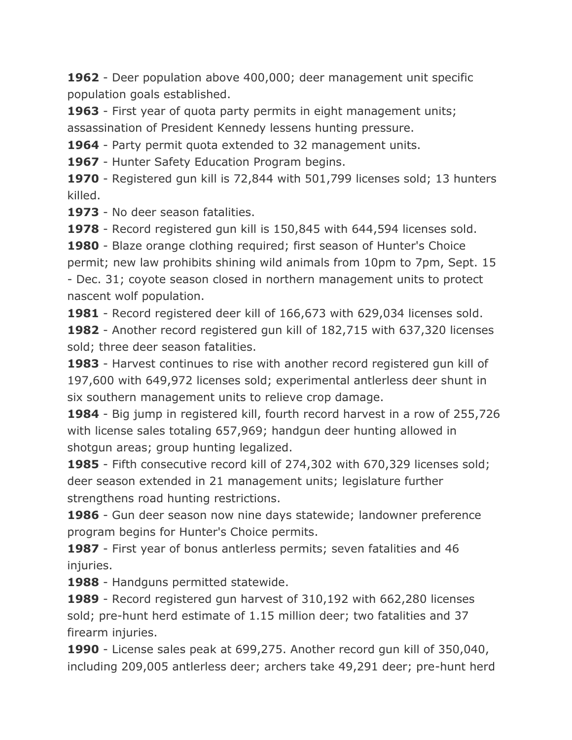**1962** - Deer population above 400,000; deer management unit specific population goals established.
**1963** - First year of quota party permits in eight management units; assassination of President Kennedy lessens hunting pressure.
**1964** - Party permit quota extended to 32 management units.
**1967** - Hunter Safety Education Program begins.
**1970** - Registered gun kill is 72,844 with 501,799 licenses sold; 13 hunters killed.
**1973** - No deer season fatalities.
**1978** - Record registered gun kill is 150,845 with 644,594 licenses sold.
**1980** - Blaze orange clothing required; first season of Hunter's Choice permit; new law prohibits shining wild animals from 10pm to 7pm, Sept. 15 - Dec. 31; coyote season closed in northern management units to protect nascent wolf population.
**1981** - Record registered deer kill of 166,673 with 629,034 licenses sold.
**1982** - Another record registered gun kill of 182,715 with 637,320 licenses sold; three deer season fatalities.
**1983** - Harvest continues to rise with another record registered gun kill of 197,600 with 649,972 licenses sold; experimental antlerless deer shunt in six southern management units to relieve crop damage.
**1984** - Big jump in registered kill, fourth record harvest in a row of 255,726 with license sales totaling 657,969; handgun deer hunting allowed in shotgun areas; group hunting legalized.
**1985** - Fifth consecutive record kill of 274,302 with 670,329 licenses sold; deer season extended in 21 management units; legislature further strengthens road hunting restrictions.
**1986** - Gun deer season now nine days statewide; landowner preference program begins for Hunter's Choice permits.
**1987** - First year of bonus antlerless permits; seven fatalities and 46 injuries.
**1988** - Handguns permitted statewide.
**1989** - Record registered gun harvest of 310,192 with 662,280 licenses sold; pre-hunt herd estimate of 1.15 million deer; two fatalities and 37 firearm injuries.
**1990** - License sales peak at 699,275. Another record gun kill of 350,040, including 209,005 antlerless deer; archers take 49,291 deer; pre-hunt herd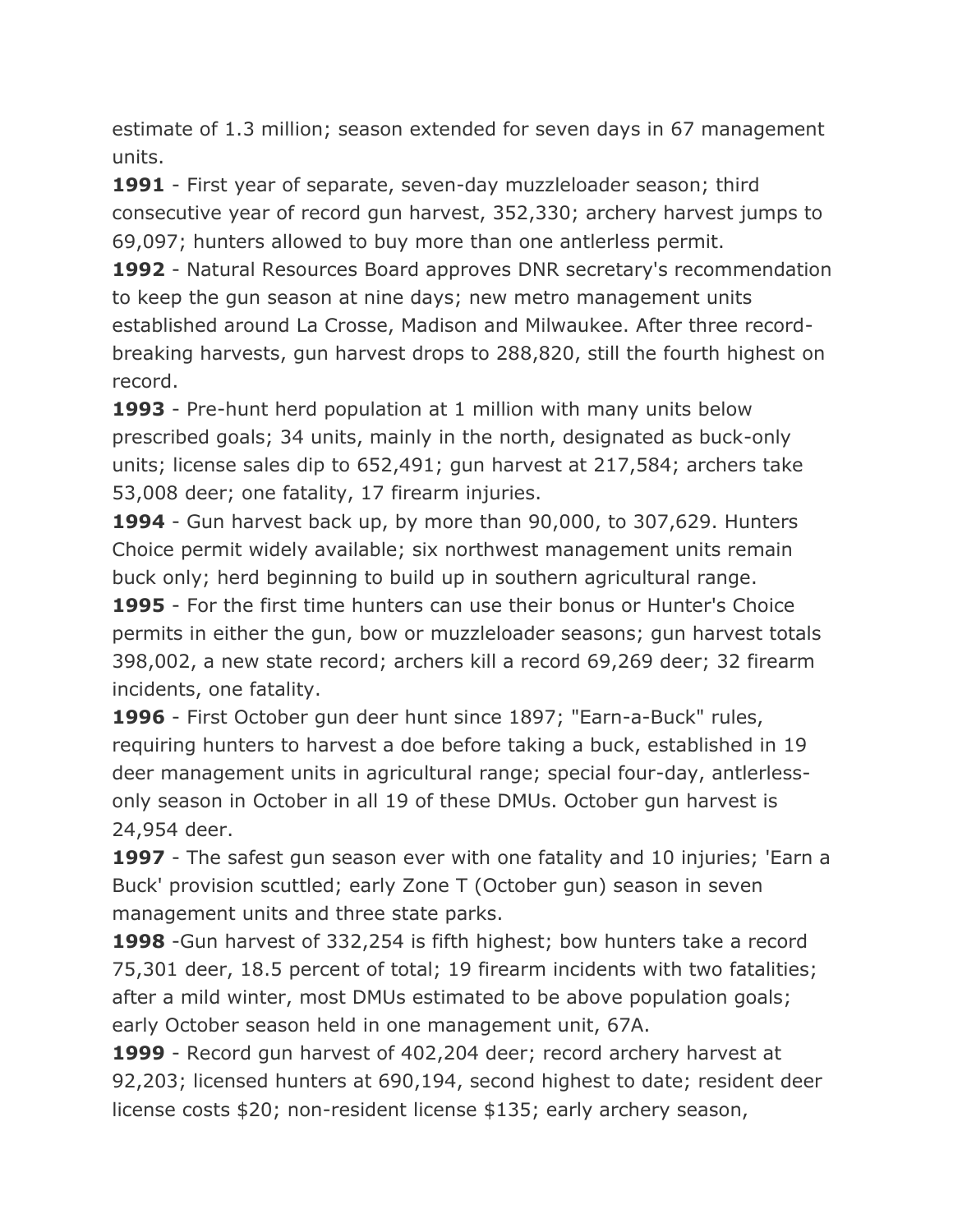estimate of 1.3 million; season extended for seven days in 67 management units.

**1991** - First year of separate, seven-day muzzleloader season; third consecutive year of record gun harvest, 352,330; archery harvest jumps to 69,097; hunters allowed to buy more than one antlerless permit.

**1992** - Natural Resources Board approves DNR secretary's recommendation to keep the gun season at nine days; new metro management units established around La Crosse, Madison and Milwaukee. After three record-breaking harvests, gun harvest drops to 288,820, still the fourth highest on record.

**1993** - Pre-hunt herd population at 1 million with many units below prescribed goals; 34 units, mainly in the north, designated as buck-only units; license sales dip to 652,491; gun harvest at 217,584; archers take 53,008 deer; one fatality, 17 firearm injuries.

**1994** - Gun harvest back up, by more than 90,000, to 307,629. Hunters Choice permit widely available; six northwest management units remain buck only; herd beginning to build up in southern agricultural range.

**1995** - For the first time hunters can use their bonus or Hunter's Choice permits in either the gun, bow or muzzleloader seasons; gun harvest totals 398,002, a new state record; archers kill a record 69,269 deer; 32 firearm incidents, one fatality.

**1996** - First October gun deer hunt since 1897; "Earn-a-Buck" rules, requiring hunters to harvest a doe before taking a buck, established in 19 deer management units in agricultural range; special four-day, antlerless-only season in October in all 19 of these DMUs. October gun harvest is 24,954 deer.

**1997** - The safest gun season ever with one fatality and 10 injuries; 'Earn a Buck' provision scuttled; early Zone T (October gun) season in seven management units and three state parks.

**1998** -Gun harvest of 332,254 is fifth highest; bow hunters take a record 75,301 deer, 18.5 percent of total; 19 firearm incidents with two fatalities; after a mild winter, most DMUs estimated to be above population goals; early October season held in one management unit, 67A.

**1999** - Record gun harvest of 402,204 deer; record archery harvest at 92,203; licensed hunters at 690,194, second highest to date; resident deer license costs $20; non-resident license $135; early archery season,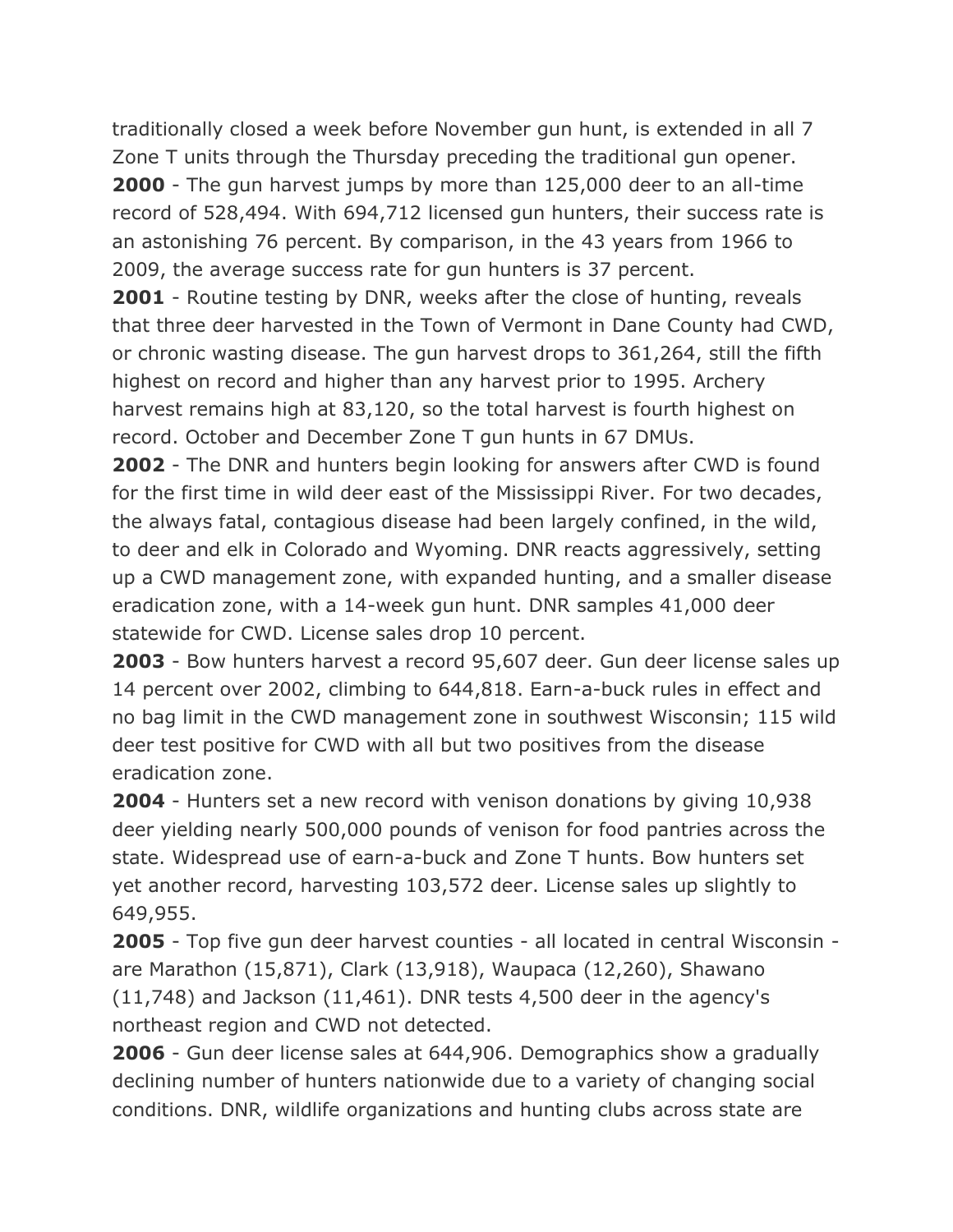traditionally closed a week before November gun hunt, is extended in all 7 Zone T units through the Thursday preceding the traditional gun opener.

**2000** - The gun harvest jumps by more than 125,000 deer to an all-time record of 528,494. With 694,712 licensed gun hunters, their success rate is an astonishing 76 percent. By comparison, in the 43 years from 1966 to 2009, the average success rate for gun hunters is 37 percent.

**2001** - Routine testing by DNR, weeks after the close of hunting, reveals that three deer harvested in the Town of Vermont in Dane County had CWD, or chronic wasting disease. The gun harvest drops to 361,264, still the fifth highest on record and higher than any harvest prior to 1995. Archery harvest remains high at 83,120, so the total harvest is fourth highest on record. October and December Zone T gun hunts in 67 DMUs.

**2002** - The DNR and hunters begin looking for answers after CWD is found for the first time in wild deer east of the Mississippi River. For two decades, the always fatal, contagious disease had been largely confined, in the wild, to deer and elk in Colorado and Wyoming. DNR reacts aggressively, setting up a CWD management zone, with expanded hunting, and a smaller disease eradication zone, with a 14-week gun hunt. DNR samples 41,000 deer statewide for CWD. License sales drop 10 percent.

**2003** - Bow hunters harvest a record 95,607 deer. Gun deer license sales up 14 percent over 2002, climbing to 644,818. Earn-a-buck rules in effect and no bag limit in the CWD management zone in southwest Wisconsin; 115 wild deer test positive for CWD with all but two positives from the disease eradication zone.

**2004** - Hunters set a new record with venison donations by giving 10,938 deer yielding nearly 500,000 pounds of venison for food pantries across the state. Widespread use of earn-a-buck and Zone T hunts. Bow hunters set yet another record, harvesting 103,572 deer. License sales up slightly to 649,955.

**2005** - Top five gun deer harvest counties - all located in central Wisconsin - are Marathon (15,871), Clark (13,918), Waupaca (12,260), Shawano (11,748) and Jackson (11,461). DNR tests 4,500 deer in the agency's northeast region and CWD not detected.

**2006** - Gun deer license sales at 644,906. Demographics show a gradually declining number of hunters nationwide due to a variety of changing social conditions. DNR, wildlife organizations and hunting clubs across state are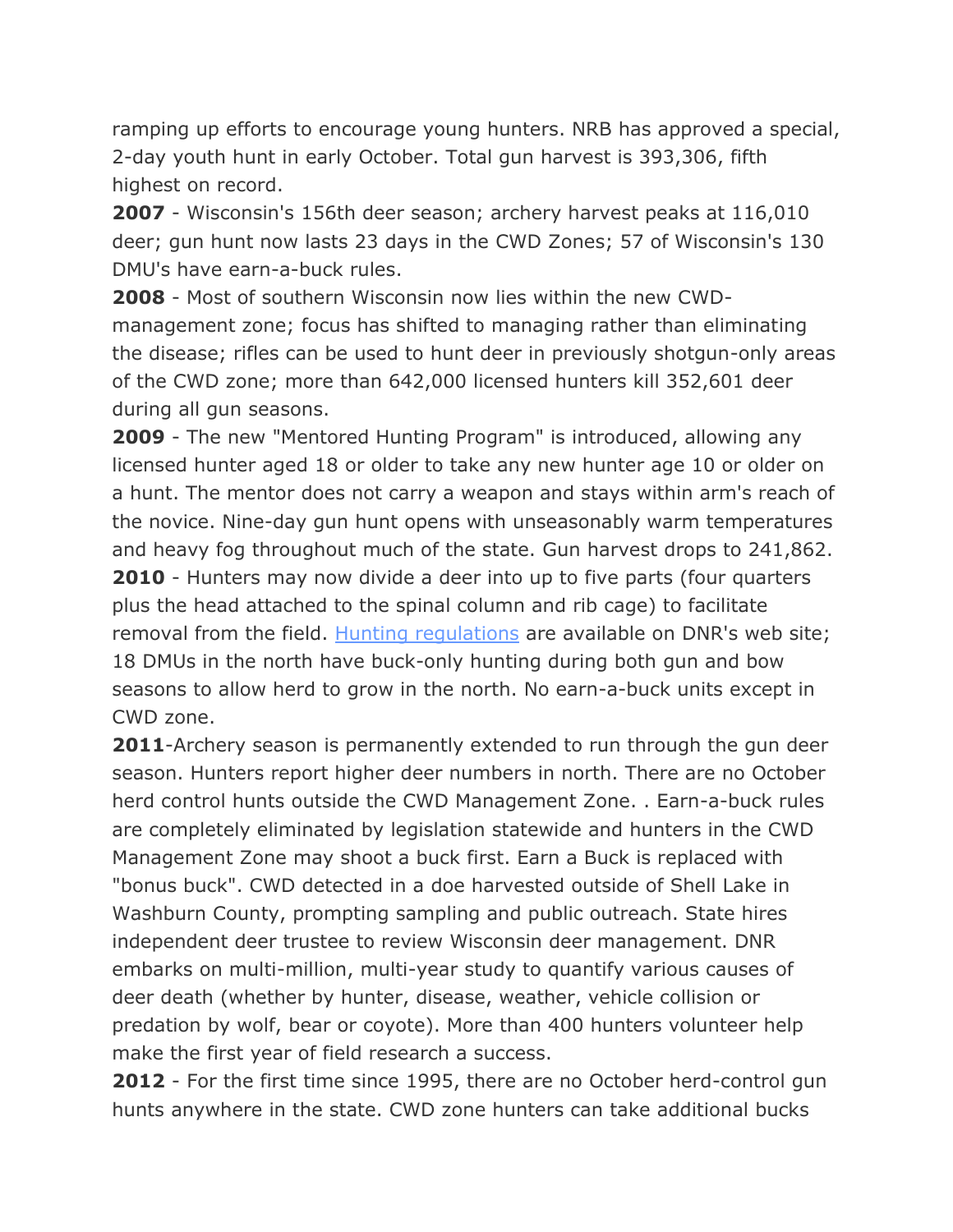ramping up efforts to encourage young hunters. NRB has approved a special, 2-day youth hunt in early October. Total gun harvest is 393,306, fifth highest on record.

**2007** - Wisconsin's 156th deer season; archery harvest peaks at 116,010 deer; gun hunt now lasts 23 days in the CWD Zones; 57 of Wisconsin's 130 DMU's have earn-a-buck rules.

**2008** - Most of southern Wisconsin now lies within the new CWD-management zone; focus has shifted to managing rather than eliminating the disease; rifles can be used to hunt deer in previously shotgun-only areas of the CWD zone; more than 642,000 licensed hunters kill 352,601 deer during all gun seasons.

**2009** - The new "Mentored Hunting Program" is introduced, allowing any licensed hunter aged 18 or older to take any new hunter age 10 or older on a hunt. The mentor does not carry a weapon and stays within arm's reach of the novice. Nine-day gun hunt opens with unseasonably warm temperatures and heavy fog throughout much of the state. Gun harvest drops to 241,862.

**2010** - Hunters may now divide a deer into up to five parts (four quarters plus the head attached to the spinal column and rib cage) to facilitate removal from the field. Hunting regulations are available on DNR's web site; 18 DMUs in the north have buck-only hunting during both gun and bow seasons to allow herd to grow in the north. No earn-a-buck units except in CWD zone.

**2011**-Archery season is permanently extended to run through the gun deer season. Hunters report higher deer numbers in north. There are no October herd control hunts outside the CWD Management Zone. . Earn-a-buck rules are completely eliminated by legislation statewide and hunters in the CWD Management Zone may shoot a buck first. Earn a Buck is replaced with "bonus buck". CWD detected in a doe harvested outside of Shell Lake in Washburn County, prompting sampling and public outreach. State hires independent deer trustee to review Wisconsin deer management. DNR embarks on multi-million, multi-year study to quantify various causes of deer death (whether by hunter, disease, weather, vehicle collision or predation by wolf, bear or coyote). More than 400 hunters volunteer help make the first year of field research a success.

**2012** - For the first time since 1995, there are no October herd-control gun hunts anywhere in the state. CWD zone hunters can take additional bucks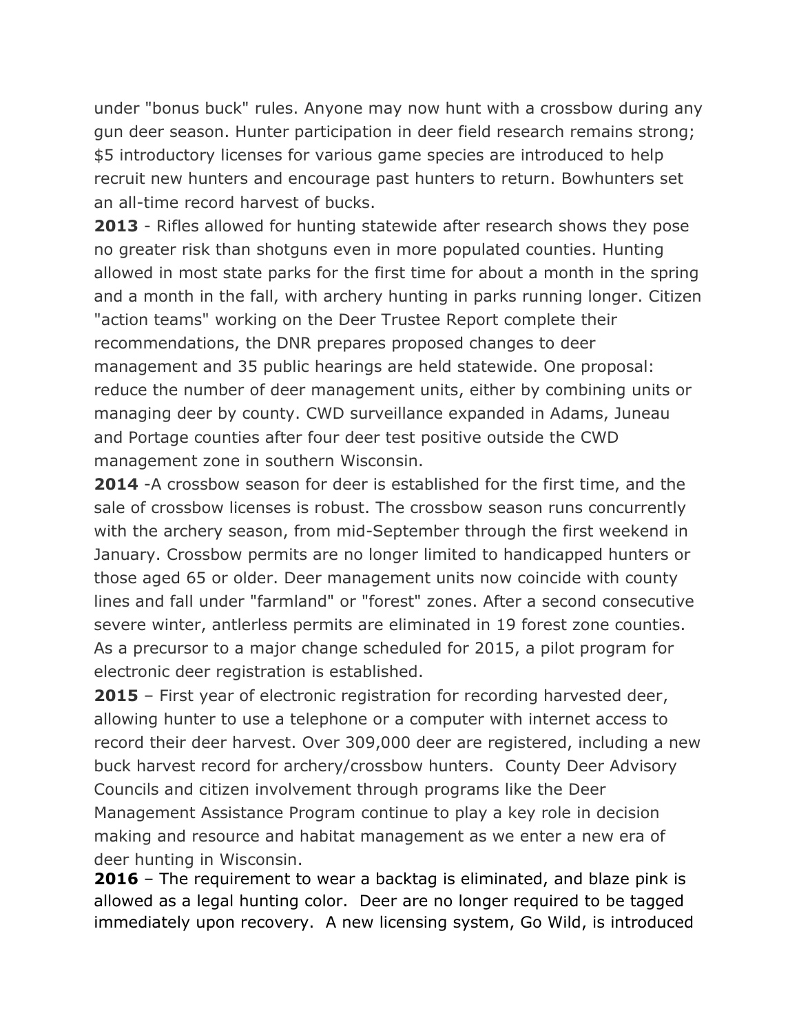under "bonus buck" rules. Anyone may now hunt with a crossbow during any gun deer season. Hunter participation in deer field research remains strong; $5 introductory licenses for various game species are introduced to help recruit new hunters and encourage past hunters to return. Bowhunters set an all-time record harvest of bucks.

**2013** - Rifles allowed for hunting statewide after research shows they pose no greater risk than shotguns even in more populated counties. Hunting allowed in most state parks for the first time for about a month in the spring and a month in the fall, with archery hunting in parks running longer. Citizen "action teams" working on the Deer Trustee Report complete their recommendations, the DNR prepares proposed changes to deer management and 35 public hearings are held statewide. One proposal: reduce the number of deer management units, either by combining units or managing deer by county. CWD surveillance expanded in Adams, Juneau and Portage counties after four deer test positive outside the CWD management zone in southern Wisconsin.

**2014** -A crossbow season for deer is established for the first time, and the sale of crossbow licenses is robust. The crossbow season runs concurrently with the archery season, from mid-September through the first weekend in January. Crossbow permits are no longer limited to handicapped hunters or those aged 65 or older. Deer management units now coincide with county lines and fall under "farmland" or "forest" zones. After a second consecutive severe winter, antlerless permits are eliminated in 19 forest zone counties. As a precursor to a major change scheduled for 2015, a pilot program for electronic deer registration is established.

**2015** – First year of electronic registration for recording harvested deer, allowing hunter to use a telephone or a computer with internet access to record their deer harvest. Over 309,000 deer are registered, including a new buck harvest record for archery/crossbow hunters. County Deer Advisory Councils and citizen involvement through programs like the Deer Management Assistance Program continue to play a key role in decision making and resource and habitat management as we enter a new era of deer hunting in Wisconsin.

**2016** – The requirement to wear a backtag is eliminated, and blaze pink is allowed as a legal hunting color. Deer are no longer required to be tagged immediately upon recovery. A new licensing system, Go Wild, is introduced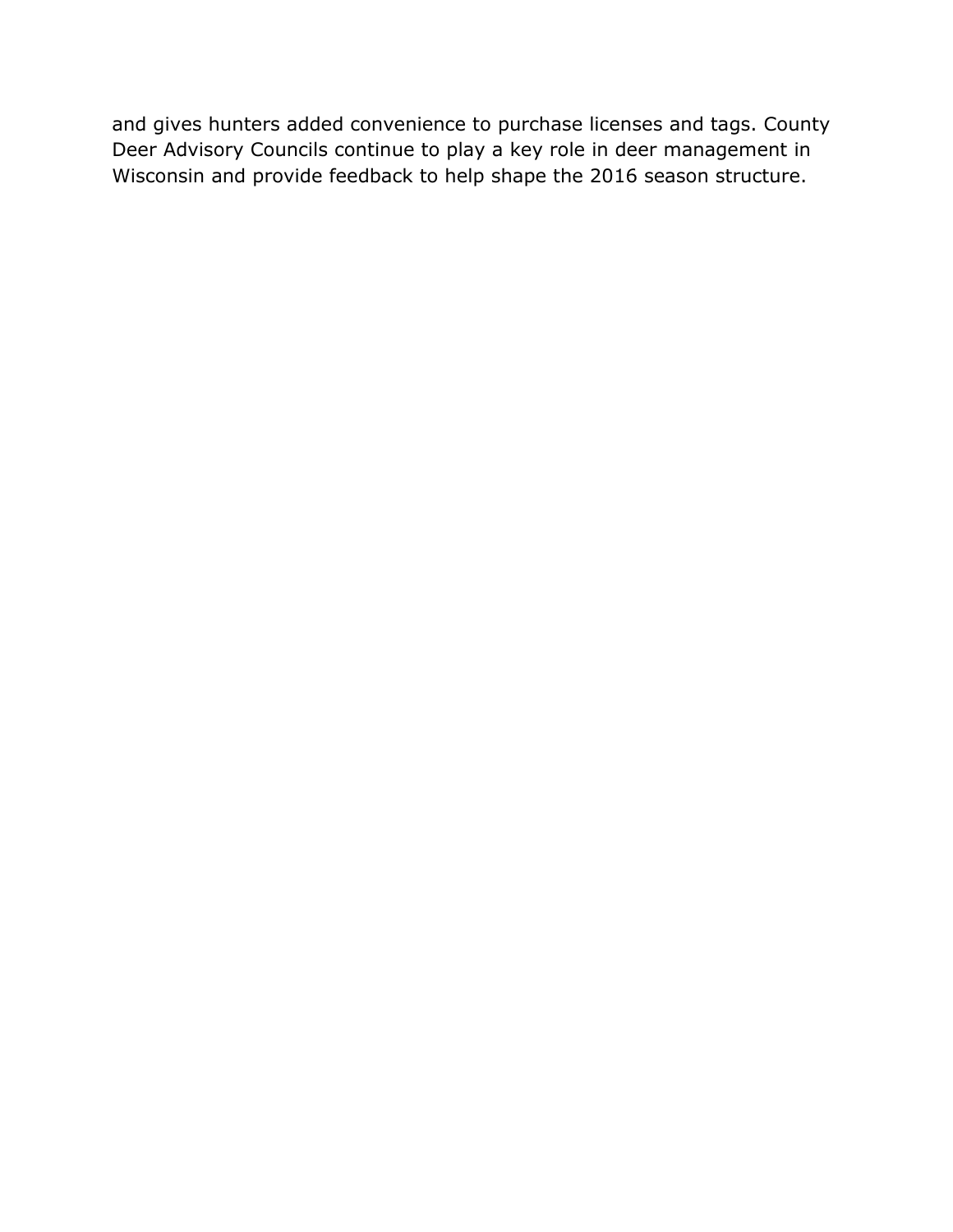and gives hunters added convenience to purchase licenses and tags. County Deer Advisory Councils continue to play a key role in deer management in Wisconsin and provide feedback to help shape the 2016 season structure.